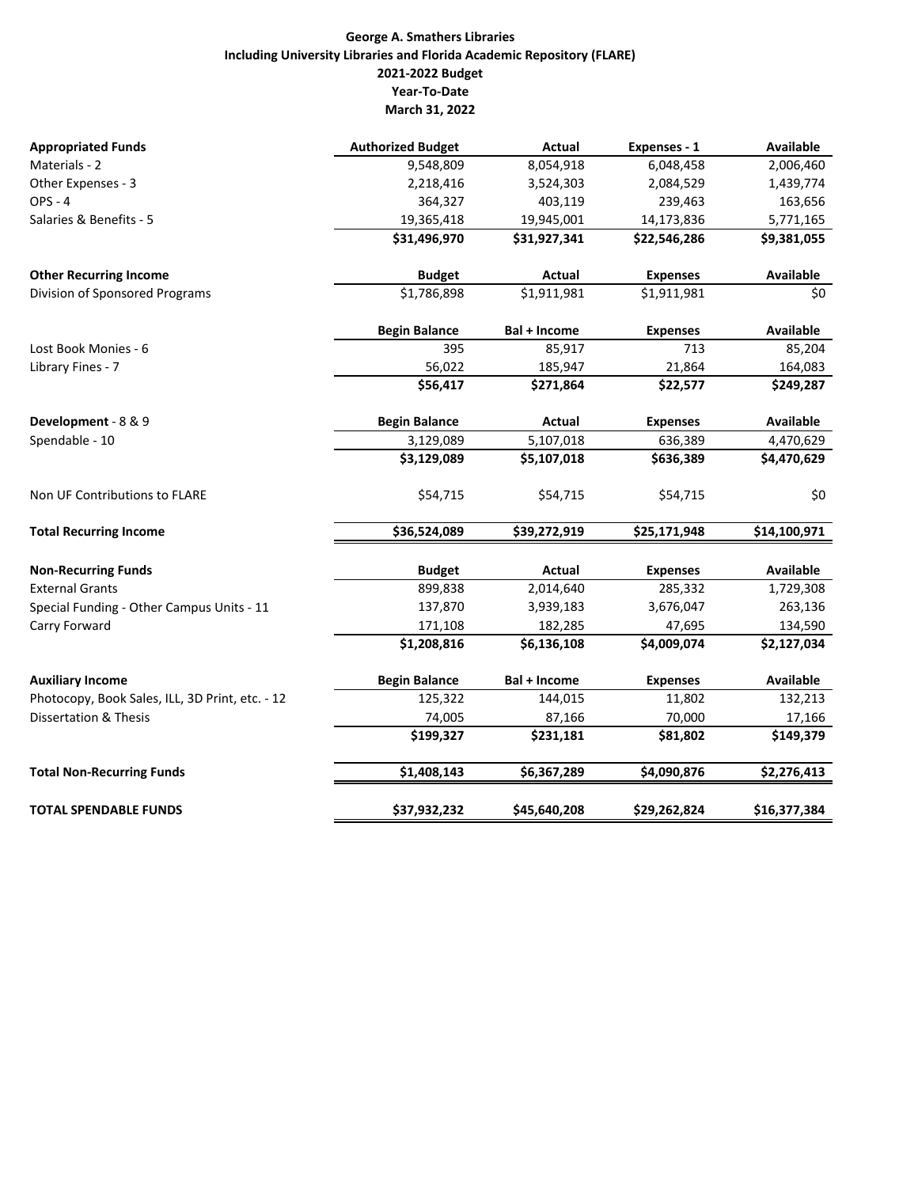**George A. Smathers Libraries**
**Including University Libraries and Florida Academic Repository (FLARE)**
**2021-2022 Budget**
**Year-To-Date**
**March 31, 2022**

| **Appropriated Funds** | **Authorized Budget** | **Actual** | **Expenses - 1** | **Available** |
|---|---|---|---|---|
| Materials - 2 | 9,548,809 | 8,054,918 | 6,048,458 | 2,006,460 |
| Other Expenses - 3 | 2,218,416 | 3,524,303 | 2,084,529 | 1,439,774 |
| OPS - 4 | 364,327 | 403,119 | 239,463 | 163,656 |
| Salaries & Benefits - 5 | 19,365,418 | 19,945,001 | 14,173,836 | 5,771,165 |
| | **$31,496,970** | **$31,927,341** | **$22,546,286** | **$9,381,055** |
| **Other Recurring Income** | **Budget** | **Actual** | **Expenses** | **Available** |
| Division of Sponsored Programs | $1,786,898 | $1,911,981 | $1,911,981 | $0 |
| | **Begin Balance** | **Bal + Income** | **Expenses** | **Available** |
| Lost Book Monies - 6 | 395 | 85,917 | 713 | 85,204 |
| Library Fines - 7 | 56,022 | 185,947 | 21,864 | 164,083 |
| | **$56,417** | **$271,864** | **$22,577** | **$249,287** |
| **Development** - 8 & 9 | **Begin Balance** | **Actual** | **Expenses** | **Available** |
| Spendable - 10 | 3,129,089 | 5,107,018 | 636,389 | 4,470,629 |
| | **$3,129,089** | **$5,107,018** | **$636,389** | **$4,470,629** |
| Non UF Contributions to FLARE | $54,715 | $54,715 | $54,715 | $0 |
| **Total Recurring Income** | **$36,524,089** | **$39,272,919** | **$25,171,948** | **$14,100,971** |
| **Non-Recurring Funds** | **Budget** | **Actual** | **Expenses** | **Available** |
| External Grants | 899,838 | 2,014,640 | 285,332 | 1,729,308 |
| Special Funding - Other Campus Units - 11 | 137,870 | 3,939,183 | 3,676,047 | 263,136 |
| Carry Forward | 171,108 | 182,285 | 47,695 | 134,590 |
| | **$1,208,816** | **$6,136,108** | **$4,009,074** | **$2,127,034** |
| **Auxiliary Income** | **Begin Balance** | **Bal + Income** | **Expenses** | **Available** |
| Photocopy, Book Sales, ILL, 3D Print, etc. - 12 | 125,322 | 144,015 | 11,802 | 132,213 |
| Dissertation & Thesis | 74,005 | 87,166 | 70,000 | 17,166 |
| | **$199,327** | **$231,181** | **$81,802** | **$149,379** |
| **Total Non-Recurring Funds** | **$1,408,143** | **$6,367,289** | **$4,090,876** | **$2,276,413** |
| **TOTAL SPENDABLE FUNDS** | **$37,932,232** | **$45,640,208** | **$29,262,824** | **$16,377,384** |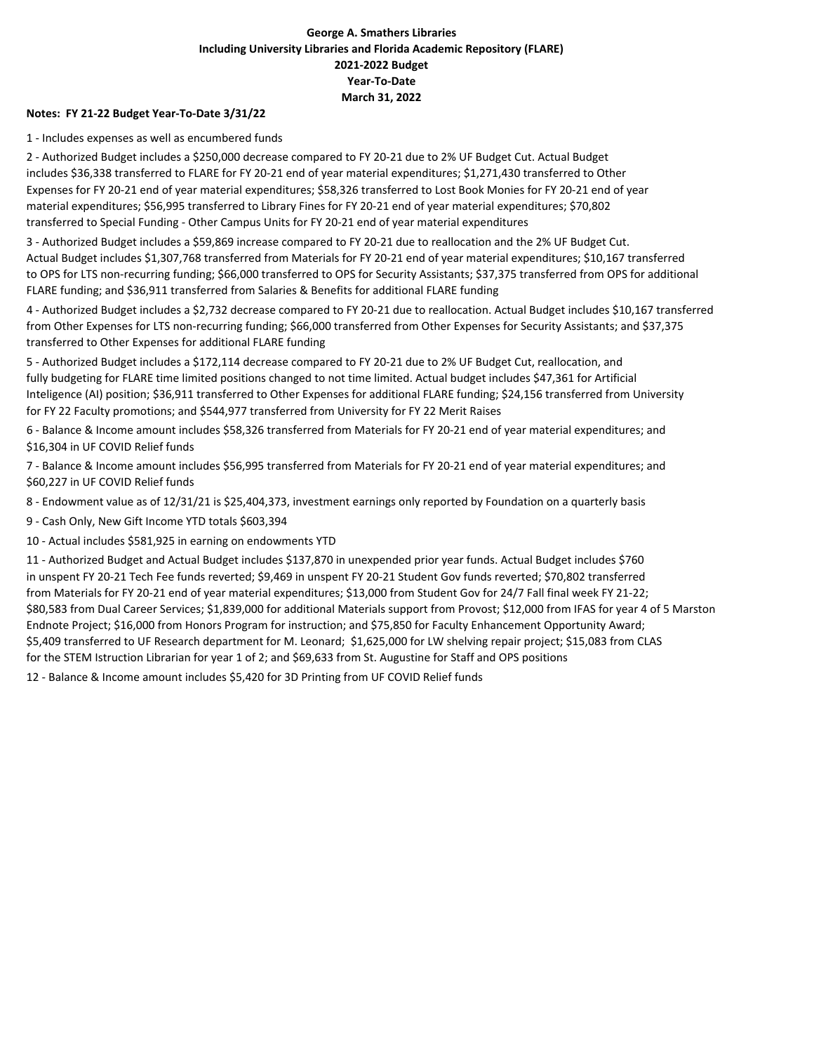**George A. Smathers Libraries**
**Including University Libraries and Florida Academic Repository (FLARE)**
**2021-2022 Budget**
**Year-To-Date**
**March 31, 2022**

**Notes: FY 21-22 Budget Year-To-Date 3/31/22**

1 - Includes expenses as well as encumbered funds

2 - Authorized Budget includes a $250,000 decrease compared to FY 20-21 due to 2% UF Budget Cut. Actual Budget includes $36,338 transferred to FLARE for FY 20-21 end of year material expenditures; $1,271,430 transferred to Other Expenses for FY 20-21 end of year material expenditures; $58,326 transferred to Lost Book Monies for FY 20-21 end of year material expenditures; $56,995 transferred to Library Fines for FY 20-21 end of year material expenditures; $70,802 transferred to Special Funding - Other Campus Units for FY 20-21 end of year material expenditures

3 - Authorized Budget includes a $59,869 increase compared to FY 20-21 due to reallocation and the 2% UF Budget Cut. Actual Budget includes $1,307,768 transferred from Materials for FY 20-21 end of year material expenditures; $10,167 transferred to OPS for LTS non-recurring funding; $66,000 transferred to OPS for Security Assistants; $37,375 transferred from OPS for additional FLARE funding; and $36,911 transferred from Salaries & Benefits for additional FLARE funding

4 - Authorized Budget includes a $2,732 decrease compared to FY 20-21 due to reallocation. Actual Budget includes $10,167 transferred from Other Expenses for LTS non-recurring funding; $66,000 transferred from Other Expenses for Security Assistants; and $37,375 transferred to Other Expenses for additional FLARE funding

5 - Authorized Budget includes a $172,114 decrease compared to FY 20-21 due to 2% UF Budget Cut, reallocation, and fully budgeting for FLARE time limited positions changed to not time limited. Actual budget includes $47,361 for Artificial Inteligence (AI) position; $36,911 transferred to Other Expenses for additional FLARE funding; $24,156 transferred from University for FY 22 Faculty promotions; and $544,977 transferred from University for FY 22 Merit Raises

6 - Balance & Income amount includes $58,326 transferred from Materials for FY 20-21 end of year material expenditures; and $16,304 in UF COVID Relief funds

7 - Balance & Income amount includes $56,995 transferred from Materials for FY 20-21 end of year material expenditures; and $60,227 in UF COVID Relief funds

8 - Endowment value as of 12/31/21 is $25,404,373, investment earnings only reported by Foundation on a quarterly basis

9 - Cash Only, New Gift Income YTD totals $603,394

10 - Actual includes $581,925 in earning on endowments YTD

11 - Authorized Budget and Actual Budget includes $137,870 in unexpended prior year funds. Actual Budget includes $760 in unspent FY 20-21 Tech Fee funds reverted; $9,469 in unspent FY 20-21 Student Gov funds reverted; $70,802 transferred from Materials for FY 20-21 end of year material expenditures; $13,000 from Student Gov for 24/7 Fall final week FY 21-22; $80,583 from Dual Career Services; $1,839,000 for additional Materials support from Provost; $12,000 from IFAS for year 4 of 5 Marston Endnote Project; $16,000 from Honors Program for instruction; and $75,850 for Faculty Enhancement Opportunity Award; $5,409 transferred to UF Research department for M. Leonard; $1,625,000 for LW shelving repair project; $15,083 from CLAS for the STEM Istruction Librarian for year 1 of 2; and $69,633 from St. Augustine for Staff and OPS positions

12 - Balance & Income amount includes $5,420 for 3D Printing from UF COVID Relief funds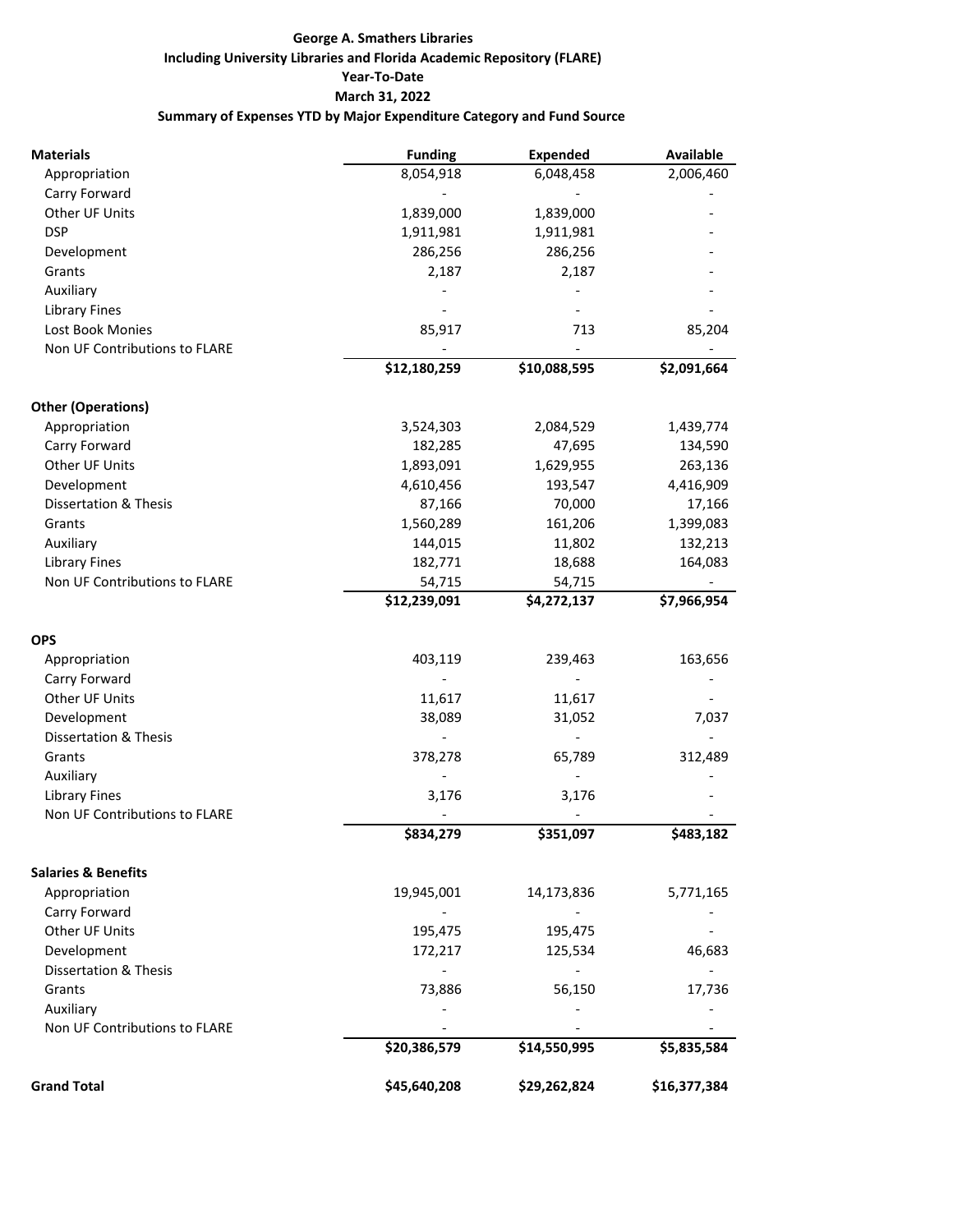**George A. Smathers Libraries**
**Including University Libraries and Florida Academic Repository (FLARE)**
**Year-To-Date**
**March 31, 2022**
**Summary of Expenses YTD by Major Expenditure Category and Fund Source**

| | Funding | Expended | Available |
|---|---|---|---|
| **Materials** | | | |
| Appropriation | 8,054,918 | 6,048,458 | 2,006,460 |
| Carry Forward | - | - | - |
| Other UF Units | 1,839,000 | 1,839,000 | - |
| DSP | 1,911,981 | 1,911,981 | - |
| Development | 286,256 | 286,256 | - |
| Grants | 2,187 | 2,187 | - |
| Auxiliary | - | - | - |
| Library Fines | - | - | - |
| Lost Book Monies | 85,917 | 713 | 85,204 |
| Non UF Contributions to FLARE | - | - | - |
| | **$12,180,259** | **$10,088,595** | **$2,091,664** |
| **Other (Operations)** | | | |
| Appropriation | 3,524,303 | 2,084,529 | 1,439,774 |
| Carry Forward | 182,285 | 47,695 | 134,590 |
| Other UF Units | 1,893,091 | 1,629,955 | 263,136 |
| Development | 4,610,456 | 193,547 | 4,416,909 |
| Dissertation & Thesis | 87,166 | 70,000 | 17,166 |
| Grants | 1,560,289 | 161,206 | 1,399,083 |
| Auxiliary | 144,015 | 11,802 | 132,213 |
| Library Fines | 182,771 | 18,688 | 164,083 |
| Non UF Contributions to FLARE | 54,715 | 54,715 | - |
| | **$12,239,091** | **$4,272,137** | **$7,966,954** |
| **OPS** | | | |
| Appropriation | 403,119 | 239,463 | 163,656 |
| Carry Forward | - | - | - |
| Other UF Units | 11,617 | 11,617 | - |
| Development | 38,089 | 31,052 | 7,037 |
| Dissertation & Thesis | - | - | - |
| Grants | 378,278 | 65,789 | 312,489 |
| Auxiliary | - | - | - |
| Library Fines | 3,176 | 3,176 | - |
| Non UF Contributions to FLARE | - | - | - |
| | **$834,279** | **$351,097** | **$483,182** |
| **Salaries & Benefits** | | | |
| Appropriation | 19,945,001 | 14,173,836 | 5,771,165 |
| Carry Forward | - | - | - |
| Other UF Units | 195,475 | 195,475 | - |
| Development | 172,217 | 125,534 | 46,683 |
| Dissertation & Thesis | - | - | - |
| Grants | 73,886 | 56,150 | 17,736 |
| Auxiliary | - | - | - |
| Non UF Contributions to FLARE | - | - | - |
| | **$20,386,579** | **$14,550,995** | **$5,835,584** |
| **Grand Total** | **$45,640,208** | **$29,262,824** | **$16,377,384** |